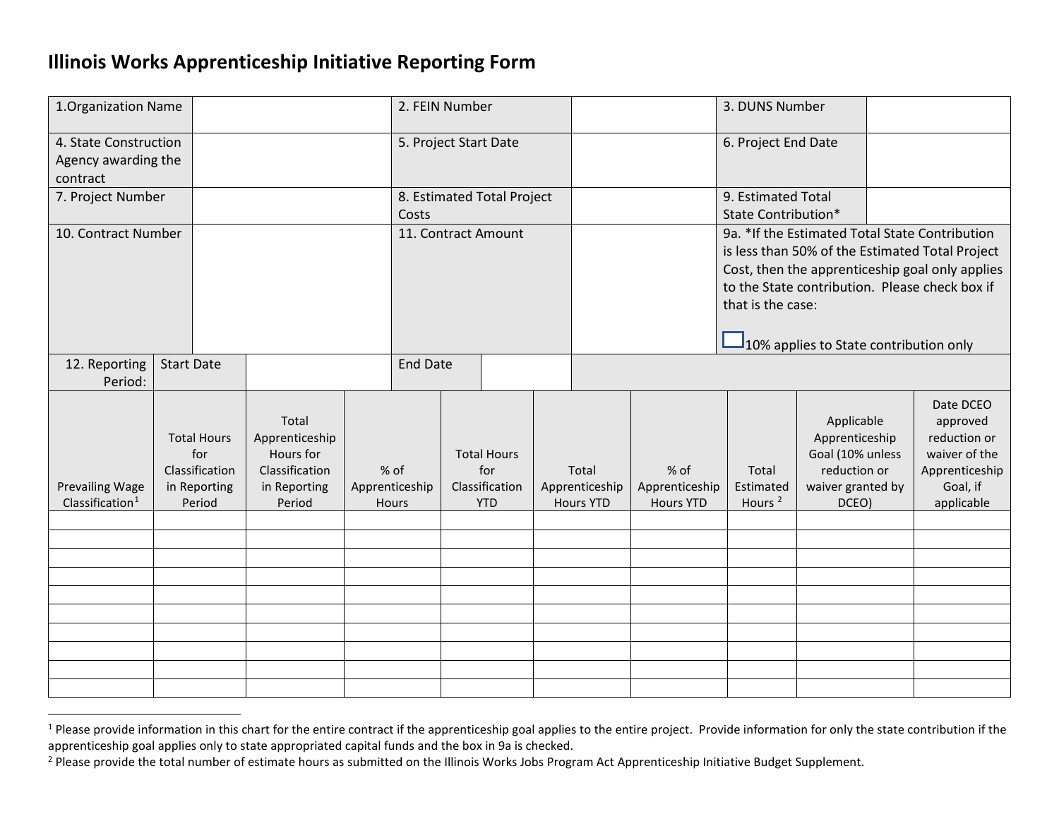# Illinois Works Apprenticeship Initiative Reporting Form

| | | | | | |
|---|---|---|---|---|---|
| 1.Organization Name | | 2. FEIN Number | | 3. DUNS Number | |
| 4. State Construction Agency awarding the contract | | 5. Project Start Date | | 6. Project End Date | |
| 7. Project Number | | 8. Estimated Total Project Costs | | 9. Estimated Total State Contribution* | |
| 10. Contract Number | | 11. Contract Amount | | 9a. *If the Estimated Total State Contribution is less than 50% of the Estimated Total Project Cost, then the apprenticeship goal only applies to the State contribution. Please check box if that is the case: ☐ 10% applies to State contribution only | |

| 12. Reporting Period: | Start Date | | End Date | |
|---|---|---|---|---|

| Prevailing Wage Classification[1] | Total Hours for Classification in Reporting Period | Total Apprenticeship Hours for Classification in Reporting Period | % of Apprenticeship Hours | Total Hours for Classification YTD | Total Apprenticeship Hours YTD | % of Apprenticeship Hours YTD | Total Estimated Hours [2] | Applicable Apprenticeship Goal (10% unless reduction or waiver granted by DCEO) | Date DCEO approved reduction or waiver of the Apprenticeship Goal, if applicable |
|---|---|---|---|---|---|---|---|---|---|
| | | | | | | | | | |
| | | | | | | | | | |
| | | | | | | | | | |
| | | | | | | | | | |
| | | | | | | | | | |
| | | | | | | | | | |
| | | | | | | | | | |
| | | | | | | | | | |
| | | | | | | | | | |
| | | | | | | | | | |

[1] Please provide information in this chart for the entire contract if the apprenticeship goal applies to the entire project. Provide information for only the state contribution if the apprenticeship goal applies only to state appropriated capital funds and the box in 9a is checked.

[2] Please provide the total number of estimate hours as submitted on the Illinois Works Jobs Program Act Apprenticeship Initiative Budget Supplement.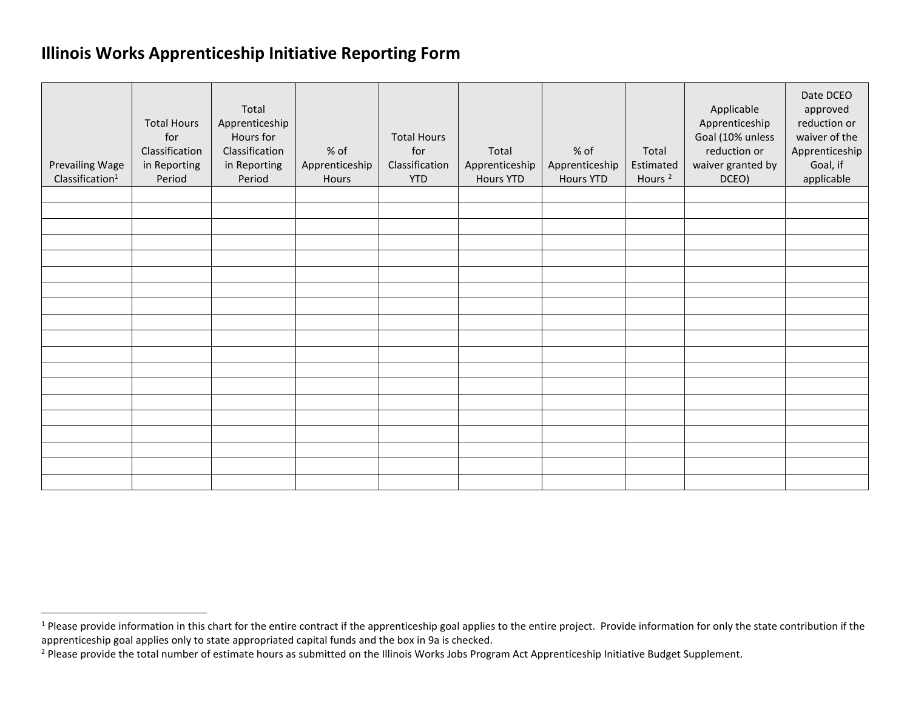# Illinois Works Apprenticeship Initiative Reporting Form

| Prevailing Wage Classification[1] | Total Hours for Classification in Reporting Period | Total Apprenticeship Hours for Classification in Reporting Period | % of Apprenticeship Hours | Total Hours for Classification YTD | Total Apprenticeship Hours YTD | % of Apprenticeship Hours YTD | Total Estimated Hours [2] | Applicable Apprenticeship Goal (10% unless reduction or waiver granted by DCEO) | Date DCEO approved reduction or waiver of the Apprenticeship Goal, if applicable |
|---|---|---|---|---|---|---|---|---|---|
| | | | | | | | | | |
| | | | | | | | | | |
| | | | | | | | | | |
| | | | | | | | | | |
| | | | | | | | | | |
| | | | | | | | | | |
| | | | | | | | | | |
| | | | | | | | | | |
| | | | | | | | | | |
| | | | | | | | | | |
| | | | | | | | | | |
| | | | | | | | | | |
| | | | | | | | | | |
| | | | | | | | | | |
| | | | | | | | | | |
| | | | | | | | | | |
| | | | | | | | | | |
| | | | | | | | | | |
| | | | | | | | | | |

[1] Please provide information in this chart for the entire contract if the apprenticeship goal applies to the entire project. Provide information for only the state contribution if the apprenticeship goal applies only to state appropriated capital funds and the box in 9a is checked.

[2] Please provide the total number of estimate hours as submitted on the Illinois Works Jobs Program Act Apprenticeship Initiative Budget Supplement.